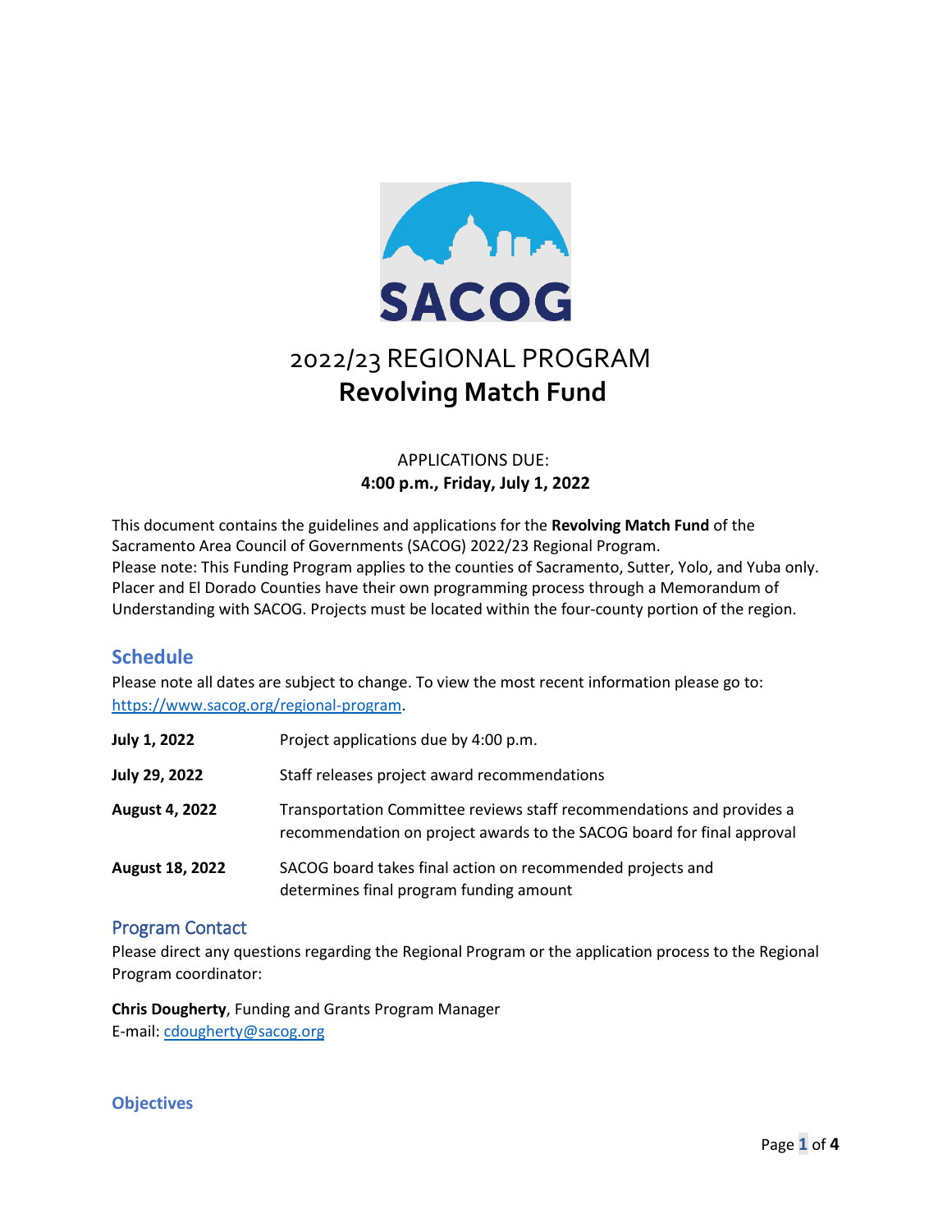# 2022/23 REGIONAL PROGRAM
# Revolving Match Fund

APPLICATIONS DUE:
**4:00 p.m., Friday, July 1, 2022**

This document contains the guidelines and applications for the **Revolving Match Fund** of the Sacramento Area Council of Governments (SACOG) 2022/23 Regional Program.
Please note: This Funding Program applies to the counties of Sacramento, Sutter, Yolo, and Yuba only. Placer and El Dorado Counties have their own programming process through a Memorandum of Understanding with SACOG. Projects must be located within the four-county portion of the region.

## Schedule

Please note all dates are subject to change. To view the most recent information please go to: https://www.sacog.org/regional-program.

| | |
|---|---|
| **July 1, 2022** | Project applications due by 4:00 p.m. |
| **July 29, 2022** | Staff releases project award recommendations |
| **August 4, 2022** | Transportation Committee reviews staff recommendations and provides a recommendation on project awards to the SACOG board for final approval |
| **August 18, 2022** | SACOG board takes final action on recommended projects and determines final program funding amount |

## Program Contact

Please direct any questions regarding the Regional Program or the application process to the Regional Program coordinator:

**Chris Dougherty**, Funding and Grants Program Manager
E-mail: cdougherty@sacog.org

## Objectives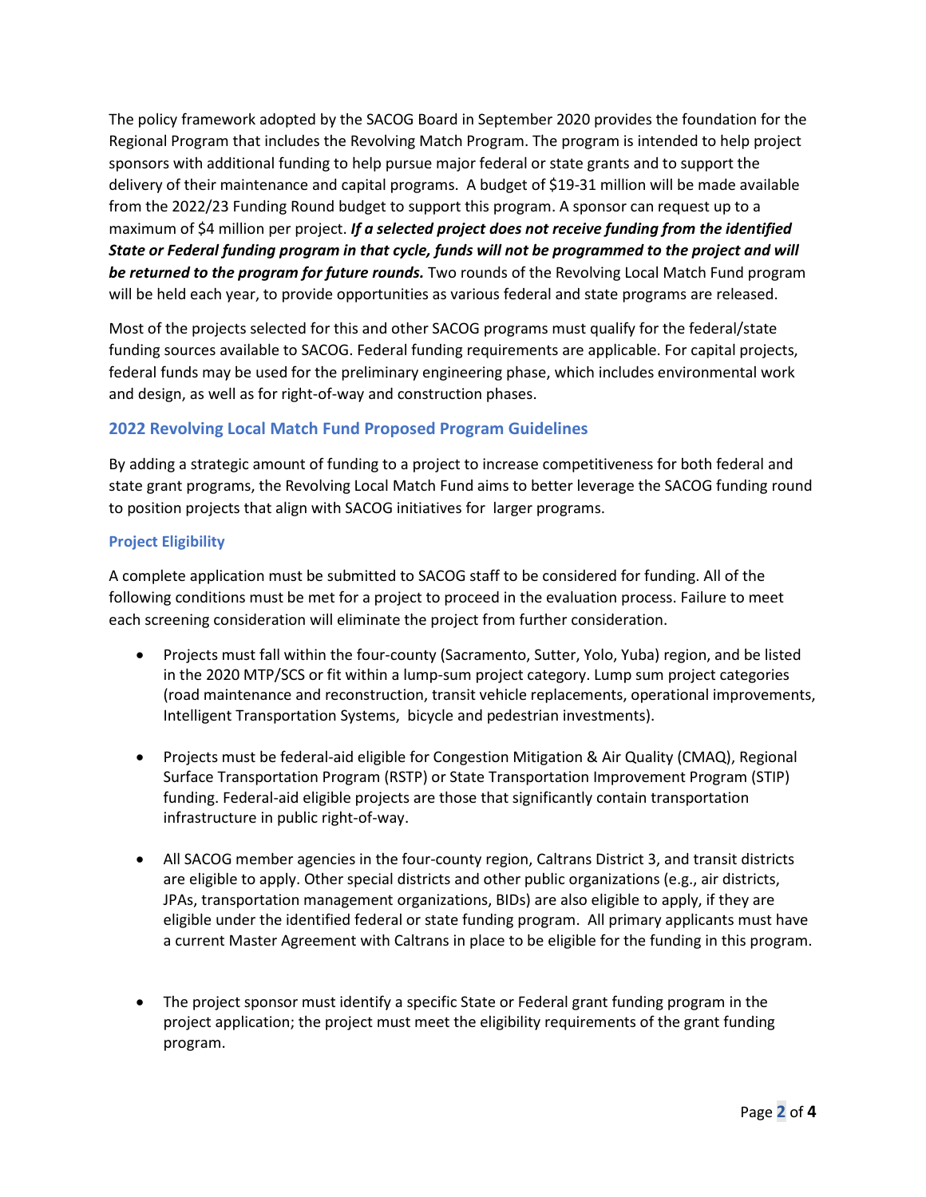The policy framework adopted by the SACOG Board in September 2020 provides the foundation for the Regional Program that includes the Revolving Match Program. The program is intended to help project sponsors with additional funding to help pursue major federal or state grants and to support the delivery of their maintenance and capital programs. A budget of $19-31 million will be made available from the 2022/23 Funding Round budget to support this program. A sponsor can request up to a maximum of $4 million per project. ***If a selected project does not receive funding from the identified State or Federal funding program in that cycle, funds will not be programmed to the project and will be returned to the program for future rounds.*** Two rounds of the Revolving Local Match Fund program will be held each year, to provide opportunities as various federal and state programs are released.

Most of the projects selected for this and other SACOG programs must qualify for the federal/state funding sources available to SACOG. Federal funding requirements are applicable. For capital projects, federal funds may be used for the preliminary engineering phase, which includes environmental work and design, as well as for right-of-way and construction phases.

## 2022 Revolving Local Match Fund Proposed Program Guidelines

By adding a strategic amount of funding to a project to increase competitiveness for both federal and state grant programs, the Revolving Local Match Fund aims to better leverage the SACOG funding round to position projects that align with SACOG initiatives for larger programs.

### Project Eligibility

A complete application must be submitted to SACOG staff to be considered for funding. All of the following conditions must be met for a project to proceed in the evaluation process. Failure to meet each screening consideration will eliminate the project from further consideration.

- Projects must fall within the four-county (Sacramento, Sutter, Yolo, Yuba) region, and be listed in the 2020 MTP/SCS or fit within a lump-sum project category. Lump sum project categories (road maintenance and reconstruction, transit vehicle replacements, operational improvements, Intelligent Transportation Systems, bicycle and pedestrian investments).

- Projects must be federal-aid eligible for Congestion Mitigation & Air Quality (CMAQ), Regional Surface Transportation Program (RSTP) or State Transportation Improvement Program (STIP) funding. Federal-aid eligible projects are those that significantly contain transportation infrastructure in public right-of-way.

- All SACOG member agencies in the four-county region, Caltrans District 3, and transit districts are eligible to apply. Other special districts and other public organizations (e.g., air districts, JPAs, transportation management organizations, BIDs) are also eligible to apply, if they are eligible under the identified federal or state funding program. All primary applicants must have a current Master Agreement with Caltrans in place to be eligible for the funding in this program.

- The project sponsor must identify a specific State or Federal grant funding program in the project application; the project must meet the eligibility requirements of the grant funding program.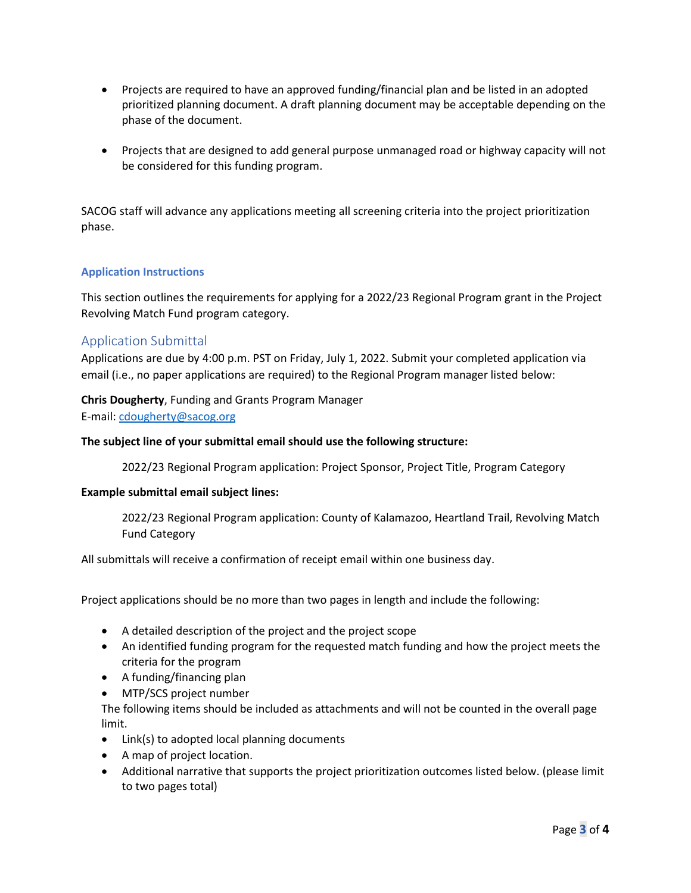- Projects are required to have an approved funding/financial plan and be listed in an adopted prioritized planning document. A draft planning document may be acceptable depending on the phase of the document.

- Projects that are designed to add general purpose unmanaged road or highway capacity will not be considered for this funding program.

SACOG staff will advance any applications meeting all screening criteria into the project prioritization phase.

### Application Instructions

This section outlines the requirements for applying for a 2022/23 Regional Program grant in the Project Revolving Match Fund program category.

## Application Submittal

Applications are due by 4:00 p.m. PST on Friday, July 1, 2022. Submit your completed application via email (i.e., no paper applications are required) to the Regional Program manager listed below:

**Chris Dougherty**, Funding and Grants Program Manager
E-mail: [cdougherty@sacog.org](mailto:cdougherty@sacog.org)

**The subject line of your submittal email should use the following structure:**

> 2022/23 Regional Program application: Project Sponsor, Project Title, Program Category

**Example submittal email subject lines:**

> 2022/23 Regional Program application: County of Kalamazoo, Heartland Trail, Revolving Match Fund Category

All submittals will receive a confirmation of receipt email within one business day.

Project applications should be no more than two pages in length and include the following:

- A detailed description of the project and the project scope
- An identified funding program for the requested match funding and how the project meets the criteria for the program
- A funding/financing plan
- MTP/SCS project number

The following items should be included as attachments and will not be counted in the overall page limit.

- Link(s) to adopted local planning documents
- A map of project location.
- Additional narrative that supports the project prioritization outcomes listed below. (please limit to two pages total)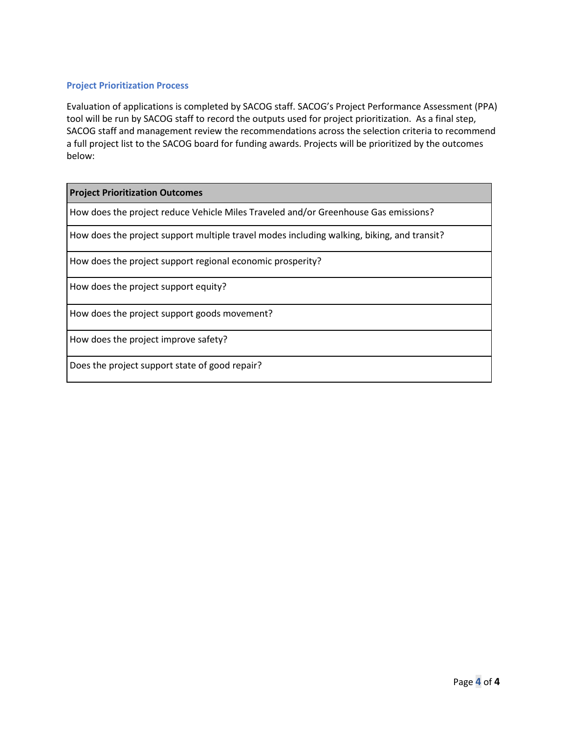### Project Prioritization Process

Evaluation of applications is completed by SACOG staff. SACOG's Project Performance Assessment (PPA) tool will be run by SACOG staff to record the outputs used for project prioritization. As a final step, SACOG staff and management review the recommendations across the selection criteria to recommend a full project list to the SACOG board for funding awards. Projects will be prioritized by the outcomes below:

| Project Prioritization Outcomes |
|---|
| How does the project reduce Vehicle Miles Traveled and/or Greenhouse Gas emissions? |
| How does the project support multiple travel modes including walking, biking, and transit? |
| How does the project support regional economic prosperity? |
| How does the project support equity? |
| How does the project support goods movement? |
| How does the project improve safety? |
| Does the project support state of good repair? |